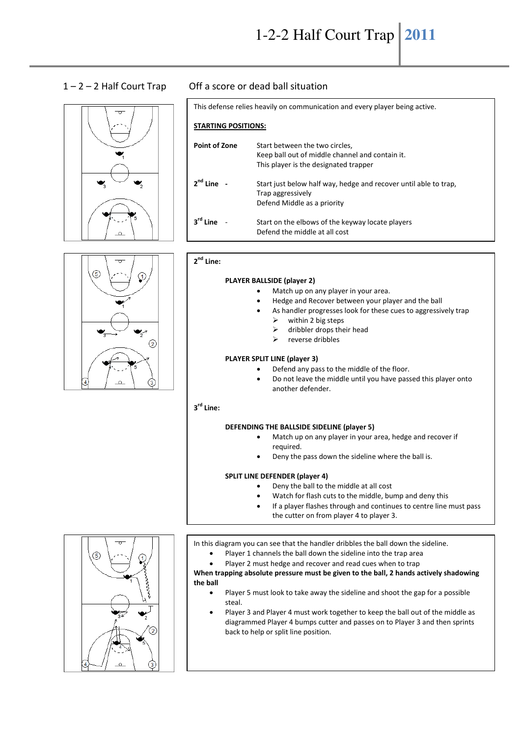# 1-2-2 Half Court Trap 2011

## 1 – 2 – 2 Half Court Trap

## Off a score or dead ball situation

This defense relies heavily on communication and every player being active.

**STARTING POSITIONS:**

| | |
|---|---|
| **Point of Zone** | Start between the two circles, Keep ball out of middle channel and contain it. This player is the designated trapper |
| **2nd Line -** | Start just below half way, hedge and recover until able to trap, Trap aggressively Defend Middle as a priority |
| **3rd Line -** | Start on the elbows of the keyway locate players Defend the middle at all cost |

**2nd Line:**

**PLAYER BALLSIDE (player 2)**

- Match up on any player in your area.
- Hedge and Recover between your player and the ball
- As handler progresses look for these cues to aggressively trap
  - within 2 big steps
  - dribbler drops their head
  - reverse dribbles

**PLAYER SPLIT LINE (player 3)**

- Defend any pass to the middle of the floor.
- Do not leave the middle until you have passed this player onto another defender.

**3rd Line:**

**DEFENDING THE BALLSIDE SIDELINE (player 5)**

- Match up on any player in your area, hedge and recover if required.
- Deny the pass down the sideline where the ball is.

**SPLIT LINE DEFENDER (player 4)**

- Deny the ball to the middle at all cost
- Watch for flash cuts to the middle, bump and deny this
- If a player flashes through and continues to centre line must pass the cutter on from player 4 to player 3.

In this diagram you can see that the handler dribbles the ball down the sideline.

- Player 1 channels the ball down the sideline into the trap area
- Player 2 must hedge and recover and read cues when to trap

**When trapping absolute pressure must be given to the ball, 2 hands actively shadowing the ball**

- Player 5 must look to take away the sideline and shoot the gap for a possible steal.
- Player 3 and Player 4 must work together to keep the ball out of the middle as diagrammed Player 4 bumps cutter and passes on to Player 3 and then sprints back to help or split line position.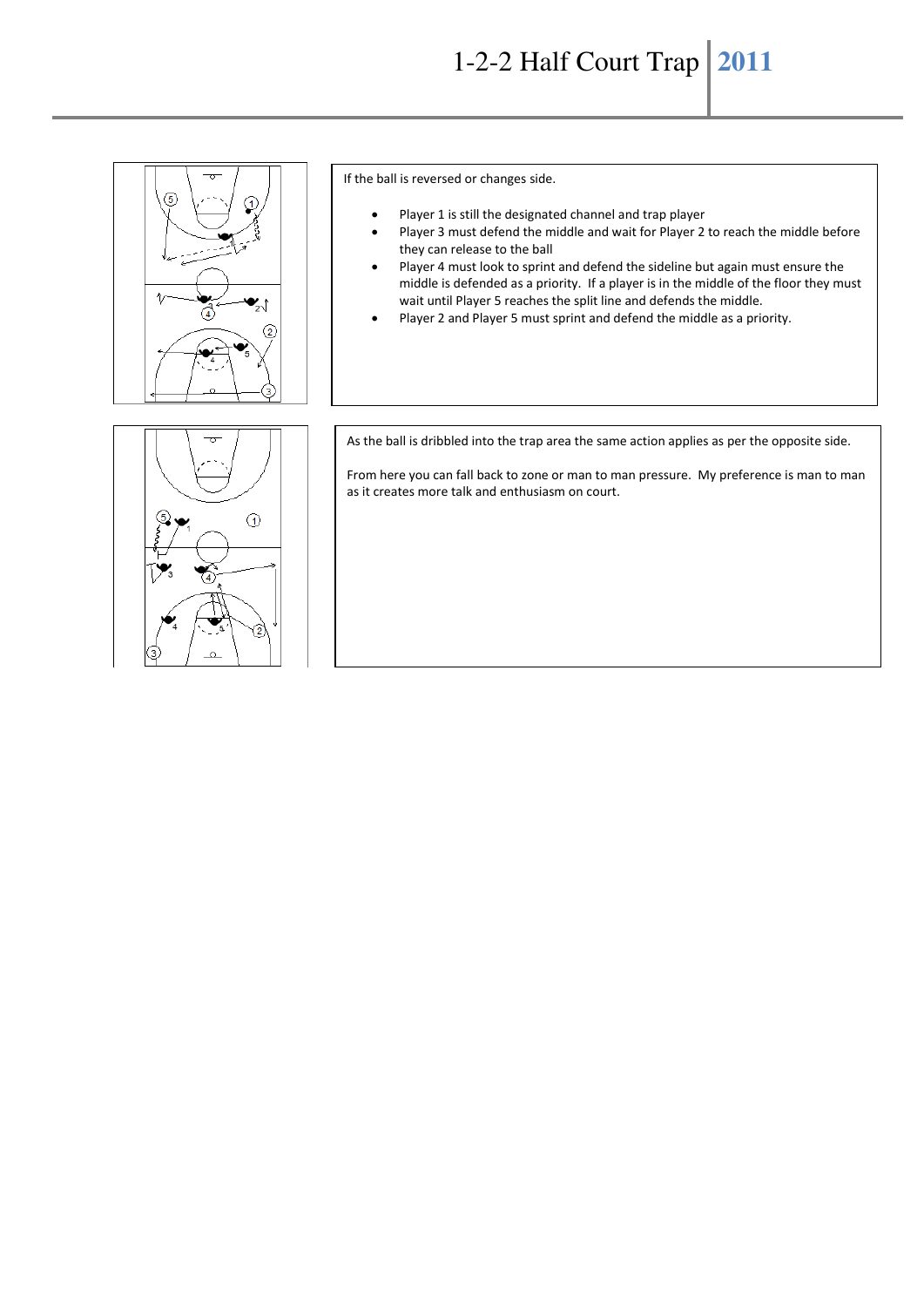If the ball is reversed or changes side.

- Player 1 is still the designated channel and trap player
- Player 3 must defend the middle and wait for Player 2 to reach the middle before they can release to the ball
- Player 4 must look to sprint and defend the sideline but again must ensure the middle is defended as a priority. If a player is in the middle of the floor they must wait until Player 5 reaches the split line and defends the middle.
- Player 2 and Player 5 must sprint and defend the middle as a priority.

As the ball is dribbled into the trap area the same action applies as per the opposite side.

From here you can fall back to zone or man to man pressure. My preference is man to man as it creates more talk and enthusiasm on court.